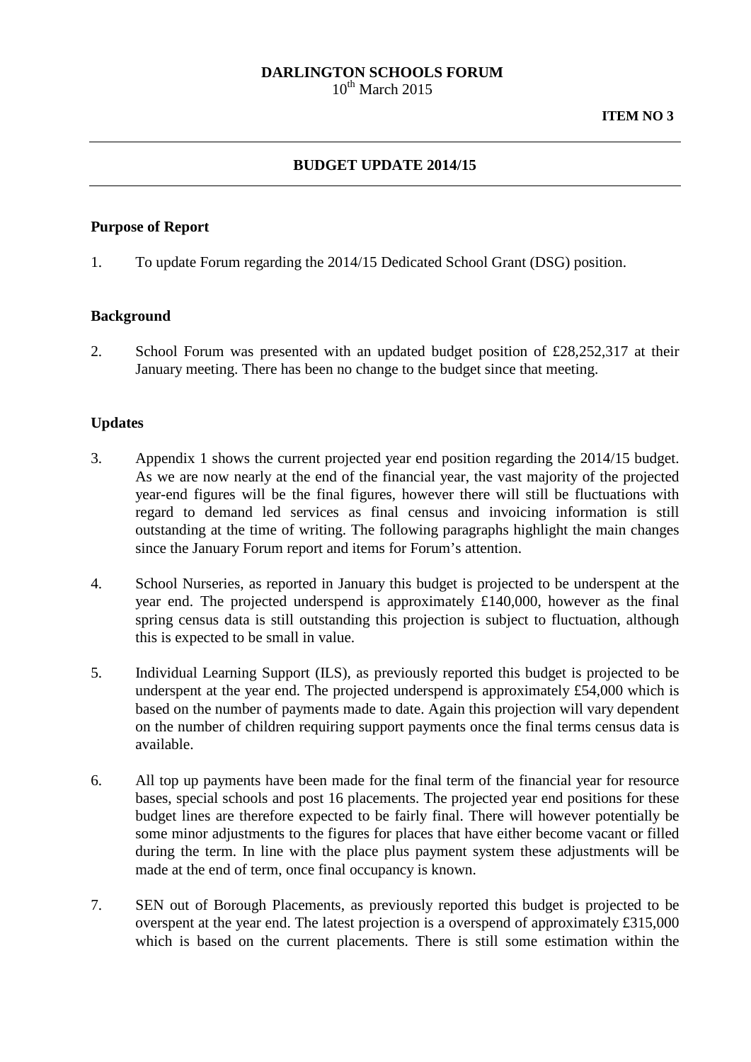**DARLINGTON SCHOOLS FORUM**
10th March 2015

**ITEM NO 3**

---

## BUDGET UPDATE 2014/15

---

### Purpose of Report

1. To update Forum regarding the 2014/15 Dedicated School Grant (DSG) position.

### Background

2. School Forum was presented with an updated budget position of £28,252,317 at their January meeting. There has been no change to the budget since that meeting.

### Updates

3. Appendix 1 shows the current projected year end position regarding the 2014/15 budget. As we are now nearly at the end of the financial year, the vast majority of the projected year-end figures will be the final figures, however there will still be fluctuations with regard to demand led services as final census and invoicing information is still outstanding at the time of writing. The following paragraphs highlight the main changes since the January Forum report and items for Forum's attention.

4. School Nurseries, as reported in January this budget is projected to be underspent at the year end. The projected underspend is approximately £140,000, however as the final spring census data is still outstanding this projection is subject to fluctuation, although this is expected to be small in value.

5. Individual Learning Support (ILS), as previously reported this budget is projected to be underspent at the year end. The projected underspend is approximately £54,000 which is based on the number of payments made to date. Again this projection will vary dependent on the number of children requiring support payments once the final terms census data is available.

6. All top up payments have been made for the final term of the financial year for resource bases, special schools and post 16 placements. The projected year end positions for these budget lines are therefore expected to be fairly final. There will however potentially be some minor adjustments to the figures for places that have either become vacant or filled during the term. In line with the place plus payment system these adjustments will be made at the end of term, once final occupancy is known.

7. SEN out of Borough Placements, as previously reported this budget is projected to be overspent at the year end. The latest projection is a overspend of approximately £315,000 which is based on the current placements. There is still some estimation within the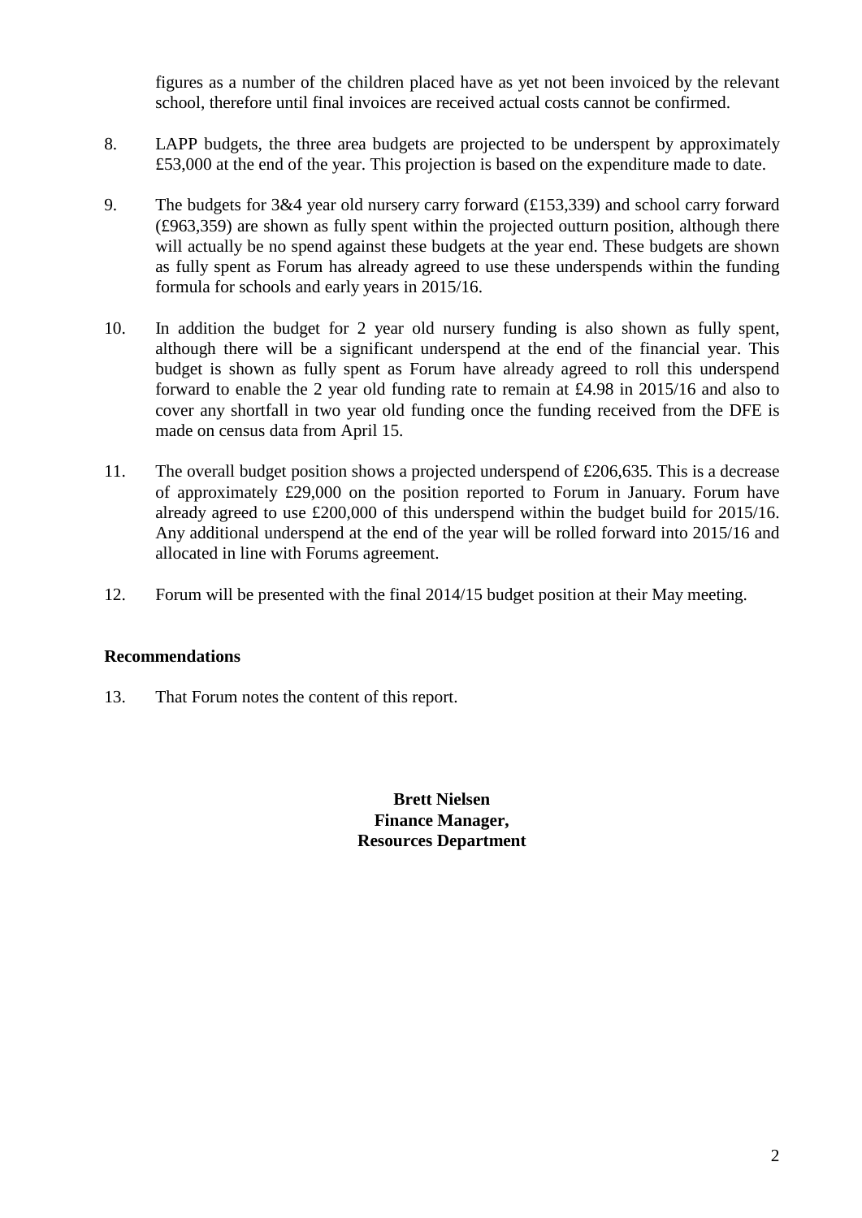figures as a number of the children placed have as yet not been invoiced by the relevant school, therefore until final invoices are received actual costs cannot be confirmed.

8. LAPP budgets, the three area budgets are projected to be underspent by approximately £53,000 at the end of the year. This projection is based on the expenditure made to date.

9. The budgets for 3&4 year old nursery carry forward (£153,339) and school carry forward (£963,359) are shown as fully spent within the projected outturn position, although there will actually be no spend against these budgets at the year end. These budgets are shown as fully spent as Forum has already agreed to use these underspends within the funding formula for schools and early years in 2015/16.

10. In addition the budget for 2 year old nursery funding is also shown as fully spent, although there will be a significant underspend at the end of the financial year. This budget is shown as fully spent as Forum have already agreed to roll this underspend forward to enable the 2 year old funding rate to remain at £4.98 in 2015/16 and also to cover any shortfall in two year old funding once the funding received from the DFE is made on census data from April 15.

11. The overall budget position shows a projected underspend of £206,635. This is a decrease of approximately £29,000 on the position reported to Forum in January. Forum have already agreed to use £200,000 of this underspend within the budget build for 2015/16. Any additional underspend at the end of the year will be rolled forward into 2015/16 and allocated in line with Forums agreement.

12. Forum will be presented with the final 2014/15 budget position at their May meeting.

**Recommendations**

13. That Forum notes the content of this report.

**Brett Nielsen**
**Finance Manager,**
**Resources Department**